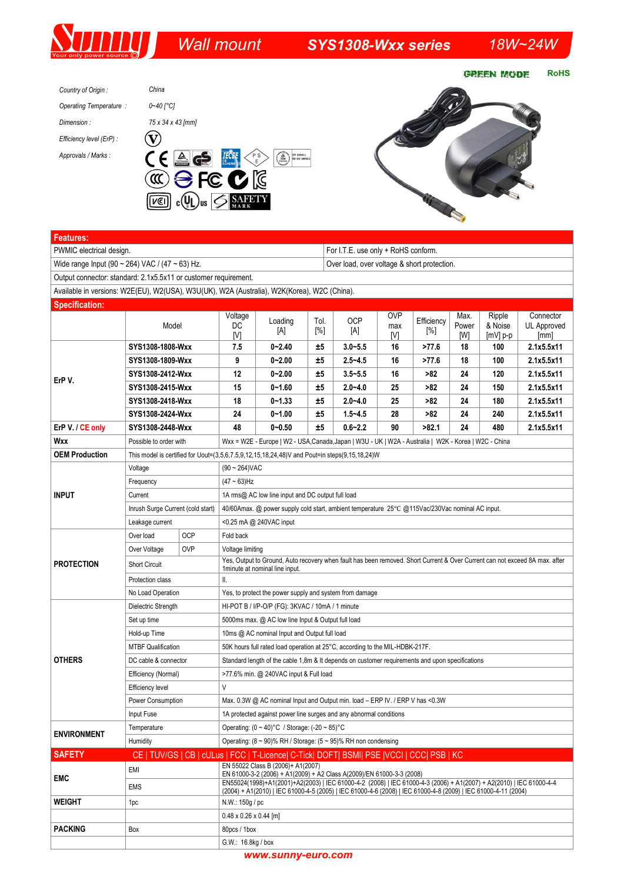# Sunny — Wall mount — SYS1308-Wxx series — 18W~24W

GREEN MODE RoHS

*Country of Origin :* China

*Operating Temperature :* 0~40 [°C]

*Dimension :* 75 x 34 x 43 [mm]

*Efficiency level (ErP) :* V

*Approvals / Marks :*

## Features:

| | |
|---|---|
| PWMIC electrical design. | For I.T.E. use only + RoHS conform. |
| Wide range Input (90 ~ 264) VAC / (47 ~ 63) Hz. | Over load, over voltage & short protection. |
| Output connector: standard: 2.1x5.5x11 or customer requirement. | |
| Available in versions: W2E(EU), W2(USA), W3U(UK), W2A (Australia), W2K(Korea), W2C (China). | |

## Specification:

| | Model | Voltage DC [V] | Loading [A] | Tol. [%] | OCP [A] | OVP max [V] | Efficiency [%] | Max. Power [W] | Ripple & Noise [mV] p-p | Connector UL Approved [mm] |
|---|---|---|---|---|---|---|---|---|---|---|
| ErP V. | **SYS1308-1808-Wxx** | **7.5** | **0~2.40** | **±5** | **3.0~5.5** | **16** | **>77.6** | **18** | **100** | **2.1x5.5x11** |
| | **SYS1308-1809-Wxx** | **9** | **0~2.00** | **±5** | **2.5~4.5** | **16** | **>77.6** | **18** | **100** | **2.1x5.5x11** |
| | **SYS1308-2412-Wxx** | **12** | **0~2.00** | **±5** | **3.5~5.5** | **16** | **>82** | **24** | **120** | **2.1x5.5x11** |
| | **SYS1308-2415-Wxx** | **15** | **0~1.60** | **±5** | **2.0~4.0** | **25** | **>82** | **24** | **150** | **2.1x5.5x11** |
| | **SYS1308-2418-Wxx** | **18** | **0~1.33** | **±5** | **2.0~4.0** | **25** | **>82** | **24** | **180** | **2.1x5.5x11** |
| | **SYS1308-2424-Wxx** | **24** | **0~1.00** | **±5** | **1.5~4.5** | **28** | **>82** | **24** | **240** | **2.1x5.5x11** |
| **ErP V. / CE only** | **SYS1308-2448-Wxx** | **48** | **0~0.50** | **±5** | **0.6~2.2** | **90** | **>82.1** | **24** | **480** | **2.1x5.5x11** |

| | | | |
|---|---|---|---|
| **Wxx** | Possible to order with | | Wxx = W2E - Europe \| W2 - USA,Canada,Japan \| W3U - UK \| W2A - Australia \| W2K - Korea \| W2C - China |
| **OEM Production** | This model is certified for Uout=(3,5,6,7.5,9,12,15,18,24,48)V and Pout=in steps(9,15,18,24)W | | |
| **INPUT** | Voltage | | (90 ~ 264)VAC |
| | Frequency | | (47 ~ 63)Hz |
| | Current | | 1A rms@ AC low line input and DC output full load |
| | Inrush Surge Current (cold start) | | 40/60Amax. @ power supply cold start, ambient temperature 25°C @115Vac/230Vac nominal AC input. |
| | Leakage current | | <0.25 mA @ 240VAC input |
| **PROTECTION** | Over load | OCP | Fold back |
| | Over Voltage | OVP | Voltage limiting |
| | Short Circuit | | Yes, Output to Ground, Auto recovery when fault has been removed. Short Current & Over Current can not exceed 8A max. after 1minute at nominal line input. |
| | Protection class | | II. |
| | No Load Operation | | Yes, to protect the power supply and system from damage |
| **OTHERS** | Dielectric Strength | | HI-POT B / I/P-O/P (FG): 3KVAC / 10mA / 1 minute |
| | Set up time | | 5000ms max. @ AC low line Input & Output full load |
| | Hold-up Time | | 10ms @ AC nominal Input and Output full load |
| | MTBF Qualification | | 50K hours full rated load operation at 25°C, according to the MIL-HDBK-217F. |
| | DC cable & connector | | Standard length of the cable 1,8m & It depends on customer requirements and upon specifications |
| | Efficiency (Normal) | | >77.6% min. @ 240VAC input & Full load |
| | Efficiency level | | V |
| | Power Consumption | | Max. 0.3W @ AC nominal Input and Output min. load – ERP IV. / ERP V has <0.3W |
| | Input Fuse | | 1A protected against power line surges and any abnormal conditions |
| **ENVIRONMENT** | Temperature | | Operating: (0 ~ 40)°C / Storage: (-20 ~ 85)°C |
| | Humidity | | Operating: (8 ~ 90)% RH / Storage: (5 ~ 95)% RH non condensing |
| **SAFETY** | CE \| TUV/GS \| CB \| cULus \| FCC \| T-Licence\| C-Tick\| DOFT\| BSMI\| PSE \|VCCI \| CCC\| PSB \| KC | | |
| **EMC** | EMI | | EN 55022 Class B (2006)+ A1(2007) EN 61000-3-2 (2006) + A1(2009) + A2 Class A(2009)/EN 61000-3-3 (2008) |
| | EMS | | EN55024(1998)+A1(2001)+A2(2003) \| IEC 61000-4-2 (2008) \| IEC 61000-4-3 (2006) + A1(2007) + A2(2010) \| IEC 61000-4-4 (2004) + A1(2010) \| IEC 61000-4-5 (2005) \| IEC 61000-4-6 (2008) \| IEC 61000-4-8 (2009) \| IEC 61000-4-11 (2004) |
| **WEIGHT** | 1pc | | N.W.: 150g / pc |
| | | | 0.48 x 0.26 x 0.44 [m] |
| **PACKING** | Box | | 80pcs / 1box |
| | | | G.W.: 16.8kg / box |

www.sunny-euro.com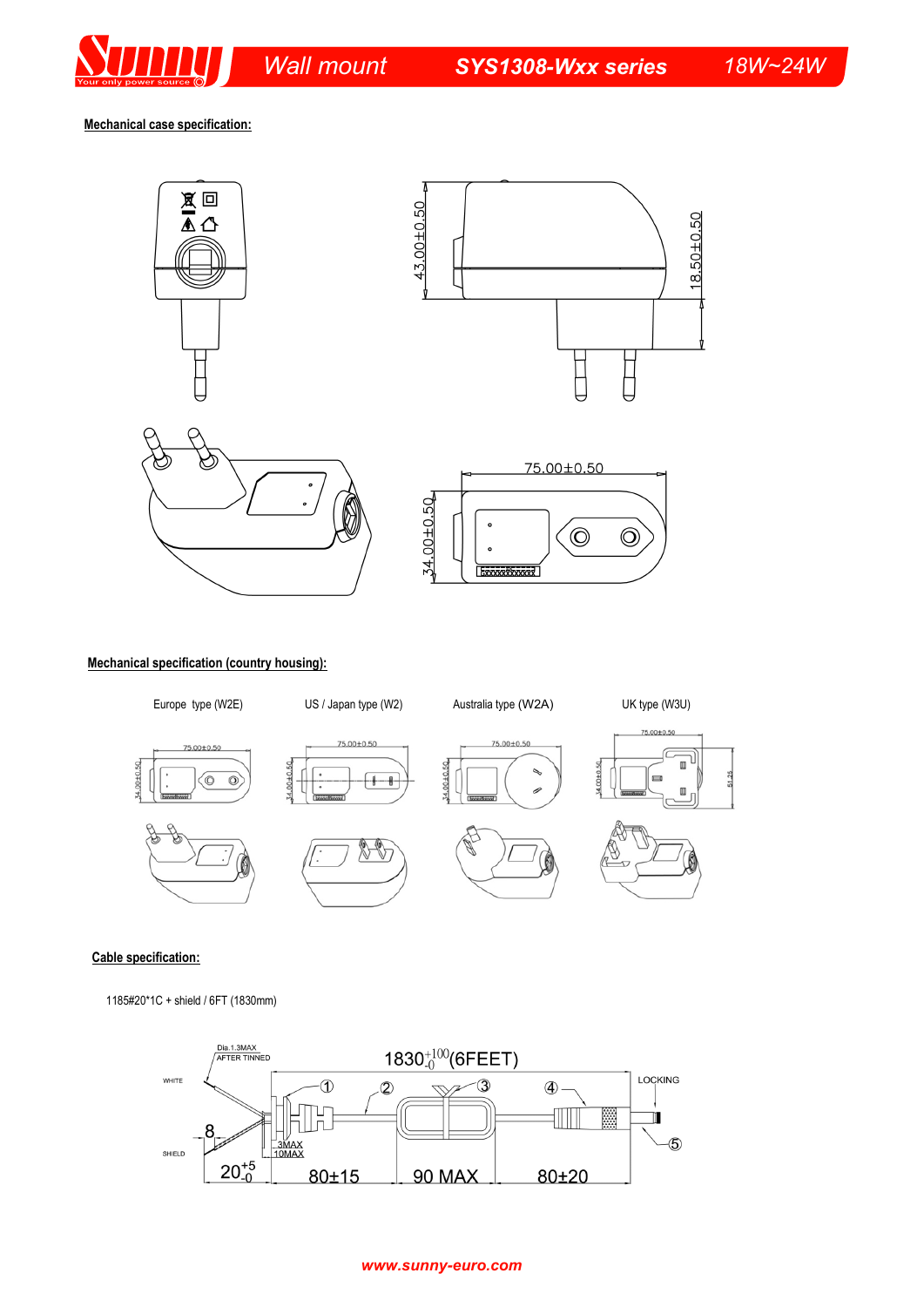## Mechanical case specification:

43.00±0.50

18.50±0.50

75.00±0.50

34.00±0.50

## Mechanical specification (country housing):

Europe type (W2E)

US / Japan type (W2)

Australia type (W2A)

UK type (W3U)

75.00±0.50

34.00±0.50

51.25

## Cable specification:

1185#20*1C + shield / 6FT (1830mm)

Dia.1.3MAX
AFTER TINNED

$1830^{+100}_{-0}$(6FEET)

WHITE

SHIELD

LOCKING

① ② ③ ④ ⑤

8

3MAX

10MAX

$20^{+5}_{-0}$

80±15

90 MAX

80±20

www.sunny-euro.com